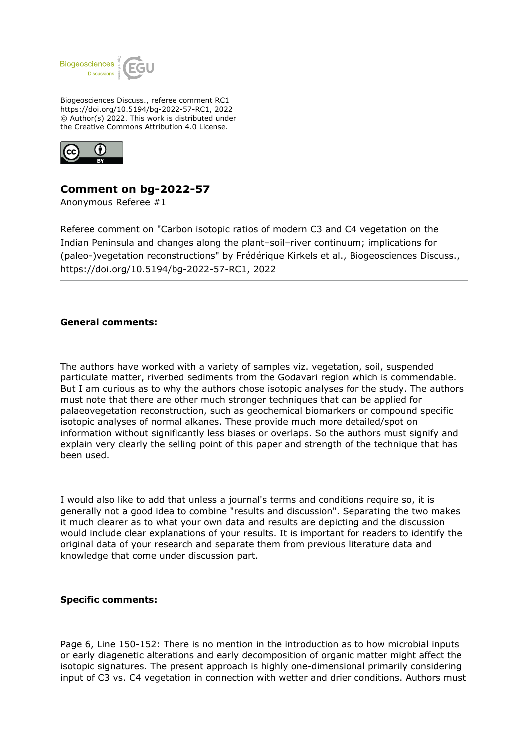Biogeosciences Discuss., referee comment RC1
https://doi.org/10.5194/bg-2022-57-RC1, 2022
© Author(s) 2022. This work is distributed under
the Creative Commons Attribution 4.0 License.

# Comment on bg-2022-57

Anonymous Referee #1

---

Referee comment on "Carbon isotopic ratios of modern C3 and C4 vegetation on the Indian Peninsula and changes along the plant–soil–river continuum; implications for (paleo-)vegetation reconstructions" by Frédérique Kirkels et al., Biogeosciences Discuss., https://doi.org/10.5194/bg-2022-57-RC1, 2022

---

**General comments:**

The authors have worked with a variety of samples viz. vegetation, soil, suspended particulate matter, riverbed sediments from the Godavari region which is commendable. But I am curious as to why the authors chose isotopic analyses for the study. The authors must note that there are other much stronger techniques that can be applied for palaeovegetation reconstruction, such as geochemical biomarkers or compound specific isotopic analyses of normal alkanes. These provide much more detailed/spot on information without significantly less biases or overlaps. So the authors must signify and explain very clearly the selling point of this paper and strength of the technique that has been used.

I would also like to add that unless a journal's terms and conditions require so, it is generally not a good idea to combine "results and discussion". Separating the two makes it much clearer as to what your own data and results are depicting and the discussion would include clear explanations of your results. It is important for readers to identify the original data of your research and separate them from previous literature data and knowledge that come under discussion part.

**Specific comments:**

Page 6, Line 150-152: There is no mention in the introduction as to how microbial inputs or early diagenetic alterations and early decomposition of organic matter might affect the isotopic signatures. The present approach is highly one-dimensional primarily considering input of C3 vs. C4 vegetation in connection with wetter and drier conditions. Authors must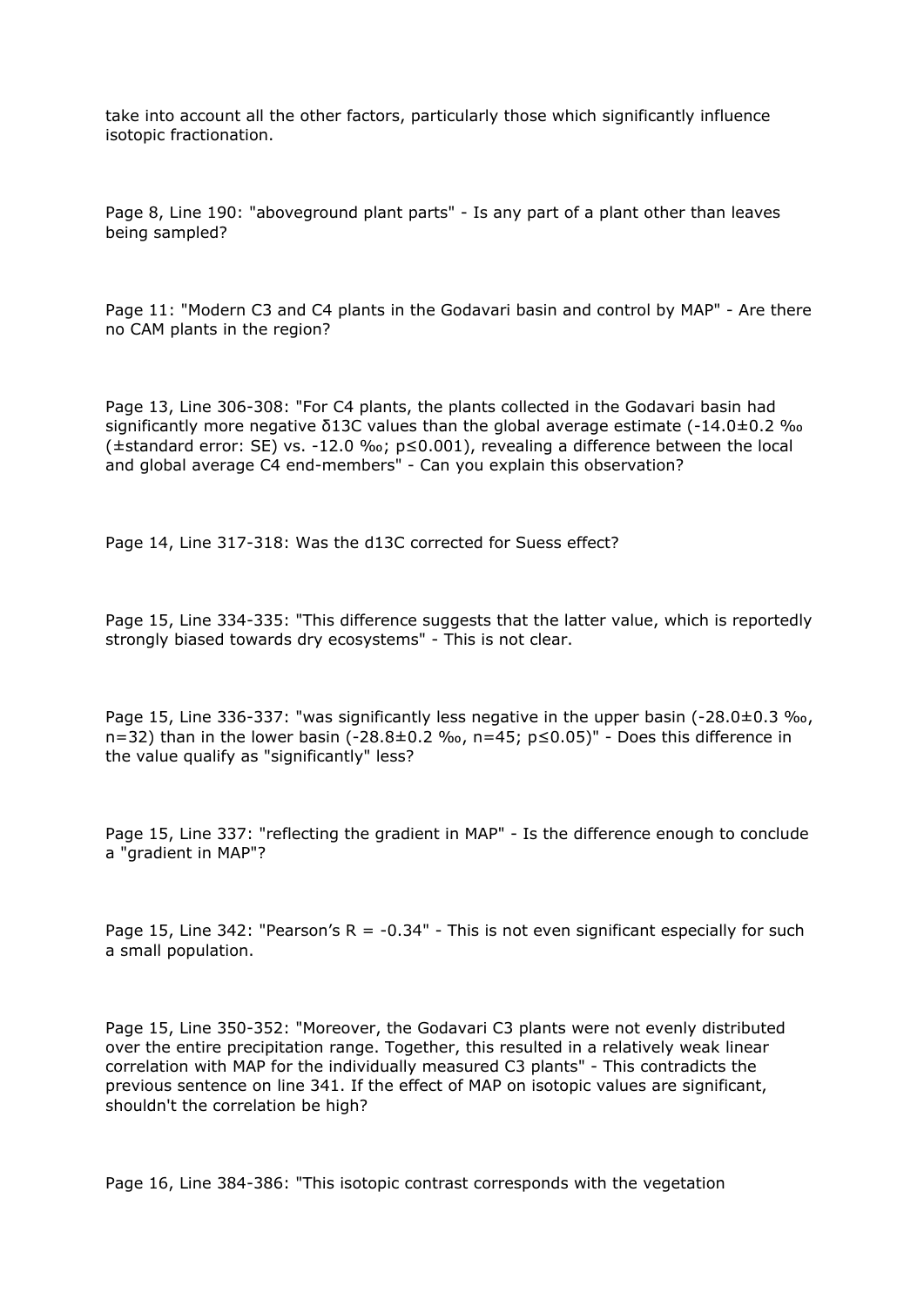take into account all the other factors, particularly those which significantly influence isotopic fractionation.

Page 8, Line 190: "aboveground plant parts" - Is any part of a plant other than leaves being sampled?

Page 11: "Modern C3 and C4 plants in the Godavari basin and control by MAP" - Are there no CAM plants in the region?

Page 13, Line 306-308: "For C4 plants, the plants collected in the Godavari basin had significantly more negative $\delta^{13}C$ values than the global average estimate (-14.0±0.2 ‰ (±standard error: SE) vs. -12.0 ‰; $p \leq 0.001$), revealing a difference between the local and global average C4 end-members" - Can you explain this observation?

Page 14, Line 317-318: Was the d13C corrected for Suess effect?

Page 15, Line 334-335: "This difference suggests that the latter value, which is reportedly strongly biased towards dry ecosystems" - This is not clear.

Page 15, Line 336-337: "was significantly less negative in the upper basin (-28.0±0.3 ‰, n=32) than in the lower basin (-28.8±0.2 ‰, n=45; $p \leq 0.05$)" - Does this difference in the value qualify as "significantly" less?

Page 15, Line 337: "reflecting the gradient in MAP" - Is the difference enough to conclude a "gradient in MAP"?

Page 15, Line 342: "Pearson's R = -0.34" - This is not even significant especially for such a small population.

Page 15, Line 350-352: "Moreover, the Godavari C3 plants were not evenly distributed over the entire precipitation range. Together, this resulted in a relatively weak linear correlation with MAP for the individually measured C3 plants" - This contradicts the previous sentence on line 341. If the effect of MAP on isotopic values are significant, shouldn't the correlation be high?

Page 16, Line 384-386: "This isotopic contrast corresponds with the vegetation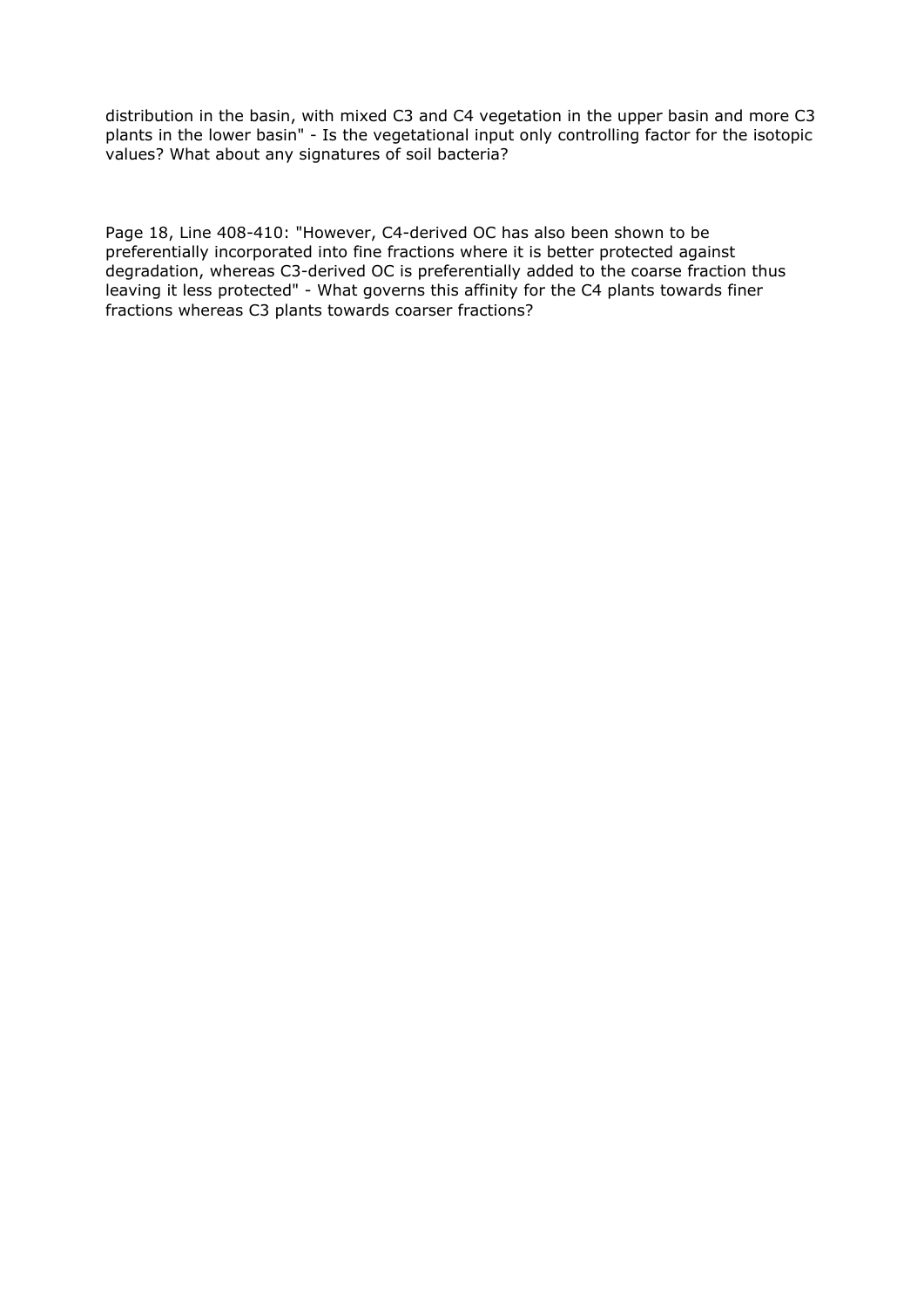distribution in the basin, with mixed C3 and C4 vegetation in the upper basin and more C3 plants in the lower basin" - Is the vegetational input only controlling factor for the isotopic values? What about any signatures of soil bacteria?

Page 18, Line 408-410: "However, C4-derived OC has also been shown to be preferentially incorporated into fine fractions where it is better protected against degradation, whereas C3-derived OC is preferentially added to the coarse fraction thus leaving it less protected" - What governs this affinity for the C4 plants towards finer fractions whereas C3 plants towards coarser fractions?